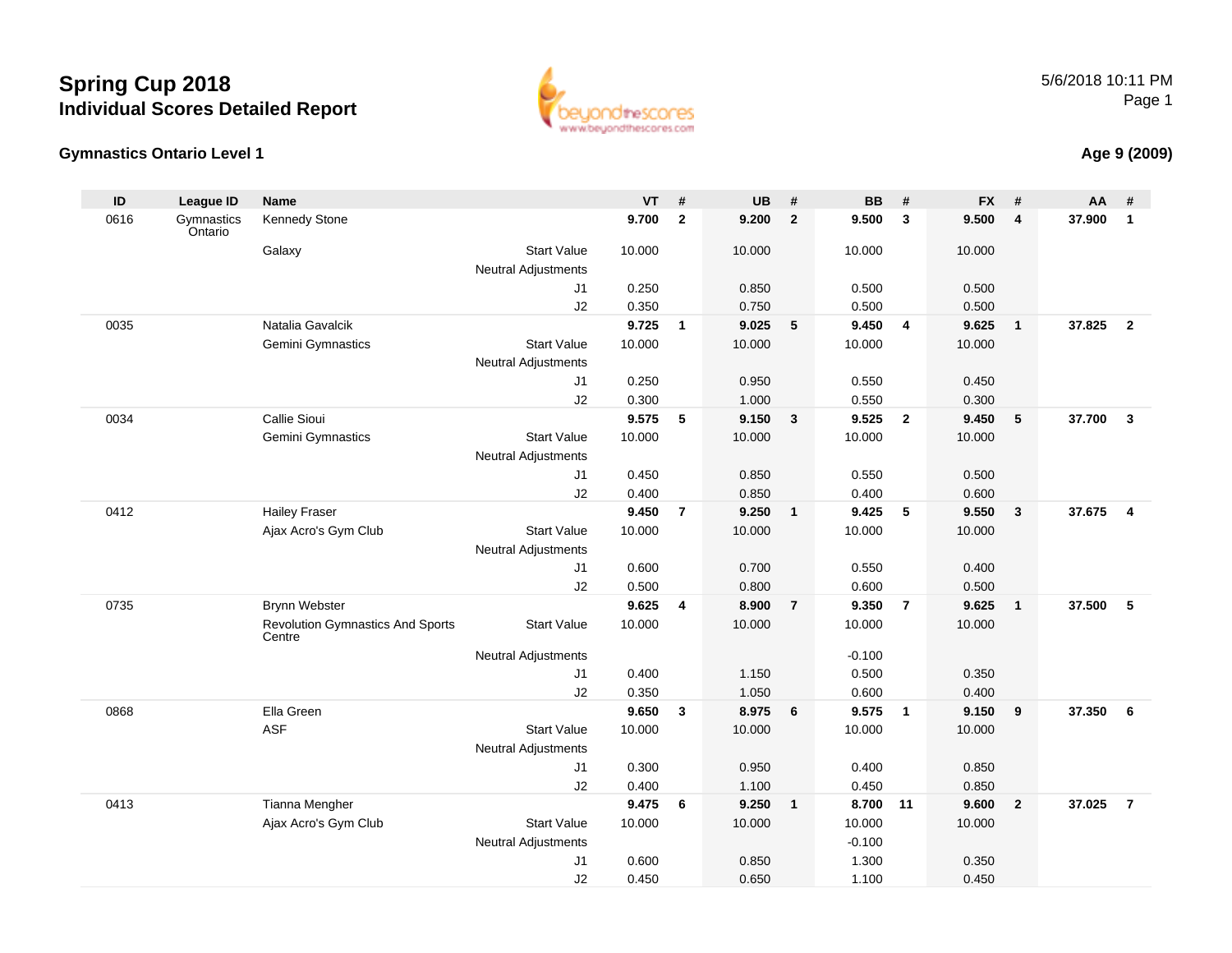# Spring Cup 2018

## Individual Scores Detailed Report

5/6/2018 10:11 PM

### Gymnastics Ontario Level 1

**Age 9 (2009)**

| ID | League ID | Name | | VT | # | UB | # | BB | # | FX | # | AA | # |
|---|---|---|---|---|---|---|---|---|---|---|---|---|---|
| 0616 | Gymnastics Ontario | Kennedy Stone | | **9.700** | **2** | **9.200** | **2** | **9.500** | **3** | **9.500** | **4** | **37.900** | **1** |
| | | Galaxy | Start Value | 10.000 | | 10.000 | | 10.000 | | 10.000 | | | |
| | | | Neutral Adjustments | | | | | | | | | | |
| | | | J1 | 0.250 | | 0.850 | | 0.500 | | 0.500 | | | |
| | | | J2 | 0.350 | | 0.750 | | 0.500 | | 0.500 | | | |
| 0035 | | Natalia Gavalcik | | **9.725** | **1** | **9.025** | **5** | **9.450** | **4** | **9.625** | **1** | **37.825** | **2** |
| | | Gemini Gymnastics | Start Value | 10.000 | | 10.000 | | 10.000 | | 10.000 | | | |
| | | | Neutral Adjustments | | | | | | | | | | |
| | | | J1 | 0.250 | | 0.950 | | 0.550 | | 0.450 | | | |
| | | | J2 | 0.300 | | 1.000 | | 0.550 | | 0.300 | | | |
| 0034 | | Callie Sioui | | **9.575** | **5** | **9.150** | **3** | **9.525** | **2** | **9.450** | **5** | **37.700** | **3** |
| | | Gemini Gymnastics | Start Value | 10.000 | | 10.000 | | 10.000 | | 10.000 | | | |
| | | | Neutral Adjustments | | | | | | | | | | |
| | | | J1 | 0.450 | | 0.850 | | 0.550 | | 0.500 | | | |
| | | | J2 | 0.400 | | 0.850 | | 0.400 | | 0.600 | | | |
| 0412 | | Hailey Fraser | | **9.450** | **7** | **9.250** | **1** | **9.425** | **5** | **9.550** | **3** | **37.675** | **4** |
| | | Ajax Acro's Gym Club | Start Value | 10.000 | | 10.000 | | 10.000 | | 10.000 | | | |
| | | | Neutral Adjustments | | | | | | | | | | |
| | | | J1 | 0.600 | | 0.700 | | 0.550 | | 0.400 | | | |
| | | | J2 | 0.500 | | 0.800 | | 0.600 | | 0.500 | | | |
| 0735 | | Brynn Webster | | **9.625** | **4** | **8.900** | **7** | **9.350** | **7** | **9.625** | **1** | **37.500** | **5** |
| | | Revolution Gymnastics And Sports Centre | Start Value | 10.000 | | 10.000 | | 10.000 | | 10.000 | | | |
| | | | Neutral Adjustments | | | | | -0.100 | | | | | |
| | | | J1 | 0.400 | | 1.150 | | 0.500 | | 0.350 | | | |
| | | | J2 | 0.350 | | 1.050 | | 0.600 | | 0.400 | | | |
| 0868 | | Ella Green | | **9.650** | **3** | **8.975** | **6** | **9.575** | **1** | **9.150** | **9** | **37.350** | **6** |
| | | ASF | Start Value | 10.000 | | 10.000 | | 10.000 | | 10.000 | | | |
| | | | Neutral Adjustments | | | | | | | | | | |
| | | | J1 | 0.300 | | 0.950 | | 0.400 | | 0.850 | | | |
| | | | J2 | 0.400 | | 1.100 | | 0.450 | | 0.850 | | | |
| 0413 | | Tianna Mengher | | **9.475** | **6** | **9.250** | **1** | **8.700** | **11** | **9.600** | **2** | **37.025** | **7** |
| | | Ajax Acro's Gym Club | Start Value | 10.000 | | 10.000 | | 10.000 | | 10.000 | | | |
| | | | Neutral Adjustments | | | | | -0.100 | | | | | |
| | | | J1 | 0.600 | | 0.850 | | 1.300 | | 0.350 | | | |
| | | | J2 | 0.450 | | 0.650 | | 1.100 | | 0.450 | | | |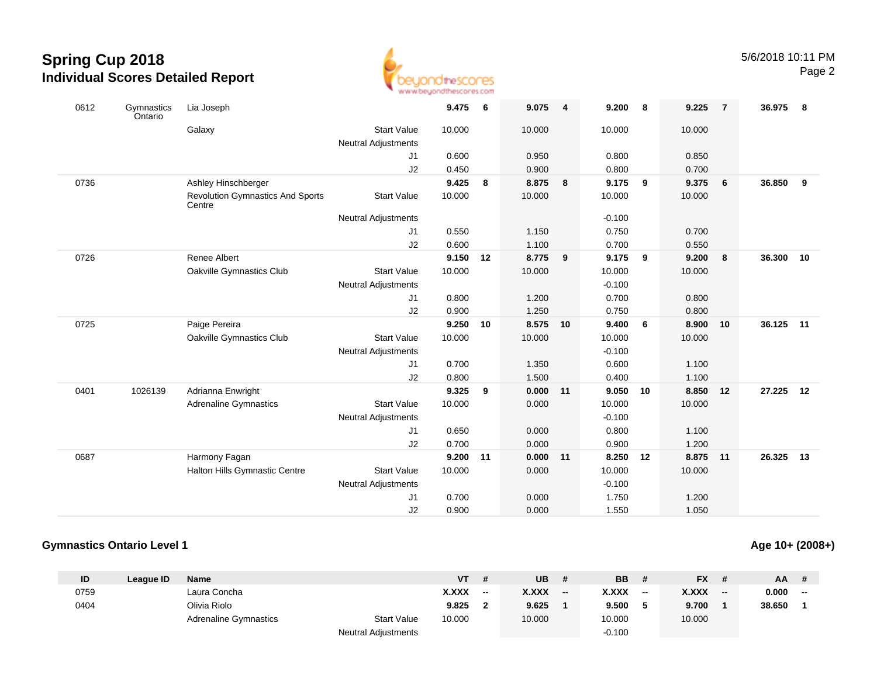# Spring Cup 2018
## Individual Scores Detailed Report

| ID | League ID | Name | | VT | # | UB | # | BB | # | FX | # | AA | # |
|---|---|---|---|---|---|---|---|---|---|---|---|---|---|
| 0612 | Gymnastics Ontario | Lia Joseph | | **9.475** | **6** | **9.075** | **4** | **9.200** | **8** | **9.225** | **7** | **36.975** | **8** |
| | | Galaxy | Start Value | 10.000 | | 10.000 | | 10.000 | | 10.000 | | | |
| | | | Neutral Adjustments | | | | | | | | | | |
| | | | J1 | 0.600 | | 0.950 | | 0.800 | | 0.850 | | | |
| | | | J2 | 0.450 | | 0.900 | | 0.800 | | 0.700 | | | |
| 0736 | | Ashley Hinschberger | | **9.425** | **8** | **8.875** | **8** | **9.175** | **9** | **9.375** | **6** | **36.850** | **9** |
| | | Revolution Gymnastics And Sports Centre | Start Value | 10.000 | | 10.000 | | 10.000 | | 10.000 | | | |
| | | | Neutral Adjustments | | | | | -0.100 | | | | | |
| | | | J1 | 0.550 | | 1.150 | | 0.750 | | 0.700 | | | |
| | | | J2 | 0.600 | | 1.100 | | 0.700 | | 0.550 | | | |
| 0726 | | Renee Albert | | **9.150** | **12** | **8.775** | **9** | **9.175** | **9** | **9.200** | **8** | **36.300** | **10** |
| | | Oakville Gymnastics Club | Start Value | 10.000 | | 10.000 | | 10.000 | | 10.000 | | | |
| | | | Neutral Adjustments | | | | | -0.100 | | | | | |
| | | | J1 | 0.800 | | 1.200 | | 0.700 | | 0.800 | | | |
| | | | J2 | 0.900 | | 1.250 | | 0.750 | | 0.800 | | | |
| 0725 | | Paige Pereira | | **9.250** | **10** | **8.575** | **10** | **9.400** | **6** | **8.900** | **10** | **36.125** | **11** |
| | | Oakville Gymnastics Club | Start Value | 10.000 | | 10.000 | | 10.000 | | 10.000 | | | |
| | | | Neutral Adjustments | | | | | -0.100 | | | | | |
| | | | J1 | 0.700 | | 1.350 | | 0.600 | | 1.100 | | | |
| | | | J2 | 0.800 | | 1.500 | | 0.400 | | 1.100 | | | |
| 0401 | 1026139 | Adrianna Enwright | | **9.325** | **9** | **0.000** | **11** | **9.050** | **10** | **8.850** | **12** | **27.225** | **12** |
| | | Adrenaline Gymnastics | Start Value | 10.000 | | 0.000 | | 10.000 | | 10.000 | | | |
| | | | Neutral Adjustments | | | | | -0.100 | | | | | |
| | | | J1 | 0.650 | | 0.000 | | 0.800 | | 1.100 | | | |
| | | | J2 | 0.700 | | 0.000 | | 0.900 | | 1.200 | | | |
| 0687 | | Harmony Fagan | | **9.200** | **11** | **0.000** | **11** | **8.250** | **12** | **8.875** | **11** | **26.325** | **13** |
| | | Halton Hills Gymnastic Centre | Start Value | 10.000 | | 0.000 | | 10.000 | | 10.000 | | | |
| | | | Neutral Adjustments | | | | | -0.100 | | | | | |
| | | | J1 | 0.700 | | 0.000 | | 1.750 | | 1.200 | | | |
| | | | J2 | 0.900 | | 0.000 | | 1.550 | | 1.050 | | | |

### Gymnastics Ontario Level 1

**Age 10+ (2008+)**

| ID | League ID | Name | | VT | # | UB | # | BB | # | FX | # | AA | # |
|---|---|---|---|---|---|---|---|---|---|---|---|---|---|
| 0759 | | Laura Concha | | **X.XXX** | **--** | **X.XXX** | **--** | **X.XXX** | **--** | **X.XXX** | **--** | **0.000** | **--** |
| 0404 | | Olivia Riolo | | **9.825** | **2** | **9.625** | **1** | **9.500** | **5** | **9.700** | **1** | **38.650** | **1** |
| | | Adrenaline Gymnastics | Start Value | 10.000 | | 10.000 | | 10.000 | | 10.000 | | | |
| | | | Neutral Adjustments | | | | | -0.100 | | | | | |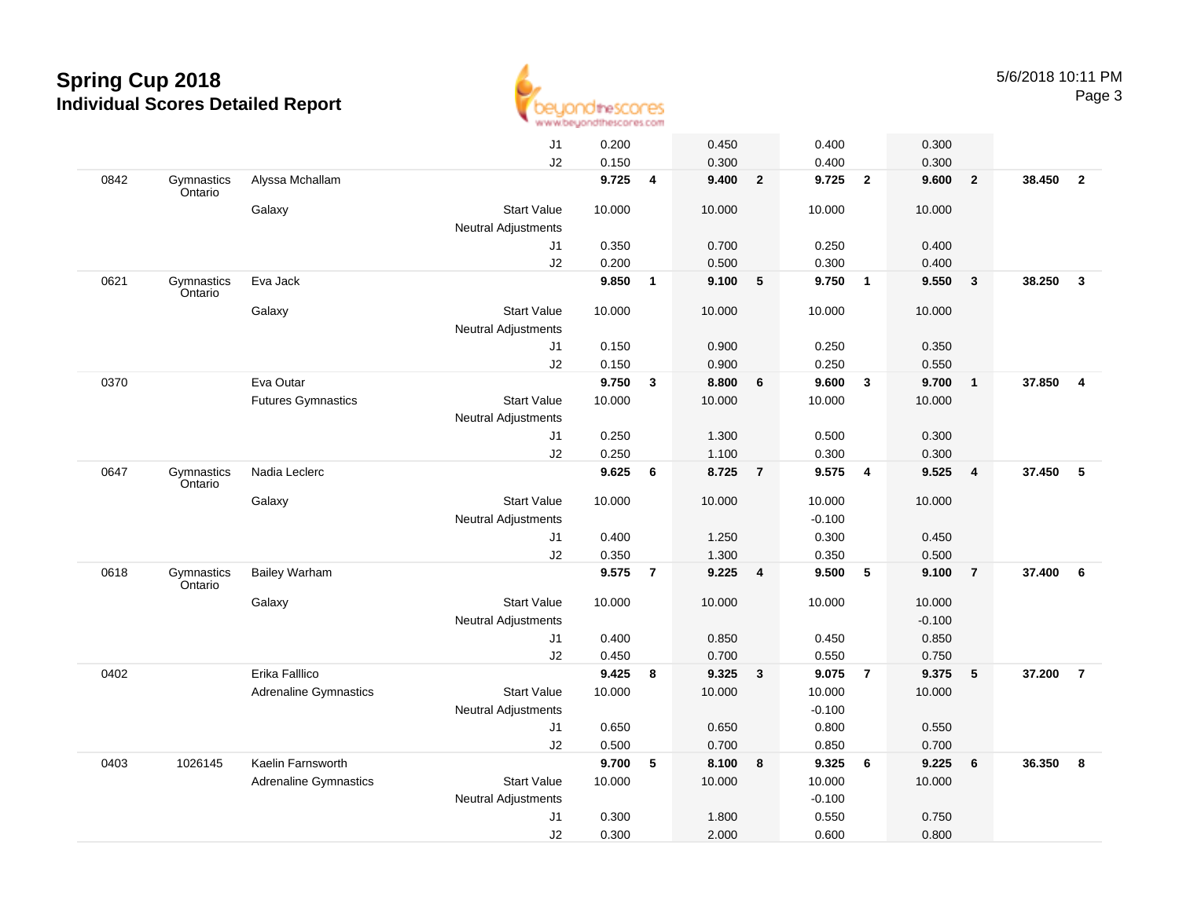# Spring Cup 2018

## Individual Scores Detailed Report

5/6/2018 10:11 PM

| Num | Club/Prov | Name / Club | | | Score | Rank | Score | Rank | Score | Rank | Score | Rank | AA | AA Rank |
|---|---|---|---|---|---|---|---|---|---|---|---|---|---|---|
| | | | | J1 | 0.200 | | 0.450 | | 0.400 | | 0.300 | | | |
| | | | | J2 | 0.150 | | 0.300 | | 0.400 | | 0.300 | | | |
| 0842 | Gymnastics Ontario | Alyssa Mchallam | | | **9.725** | **4** | **9.400** | **2** | **9.725** | **2** | **9.600** | **2** | **38.450** | **2** |
| | | Galaxy | Start Value | | 10.000 | | 10.000 | | 10.000 | | 10.000 | | | |
| | | | Neutral Adjustments | | | | | | | | | | | |
| | | | | J1 | 0.350 | | 0.700 | | 0.250 | | 0.400 | | | |
| | | | | J2 | 0.200 | | 0.500 | | 0.300 | | 0.400 | | | |
| 0621 | Gymnastics Ontario | Eva Jack | | | **9.850** | **1** | **9.100** | **5** | **9.750** | **1** | **9.550** | **3** | **38.250** | **3** |
| | | Galaxy | Start Value | | 10.000 | | 10.000 | | 10.000 | | 10.000 | | | |
| | | | Neutral Adjustments | | | | | | | | | | | |
| | | | | J1 | 0.150 | | 0.900 | | 0.250 | | 0.350 | | | |
| | | | | J2 | 0.150 | | 0.900 | | 0.250 | | 0.550 | | | |
| 0370 | | Eva Outar | | | **9.750** | **3** | **8.800** | **6** | **9.600** | **3** | **9.700** | **1** | **37.850** | **4** |
| | | Futures Gymnastics | Start Value | | 10.000 | | 10.000 | | 10.000 | | 10.000 | | | |
| | | | Neutral Adjustments | | | | | | | | | | | |
| | | | | J1 | 0.250 | | 1.300 | | 0.500 | | 0.300 | | | |
| | | | | J2 | 0.250 | | 1.100 | | 0.300 | | 0.300 | | | |
| 0647 | Gymnastics Ontario | Nadia Leclerc | | | **9.625** | **6** | **8.725** | **7** | **9.575** | **4** | **9.525** | **4** | **37.450** | **5** |
| | | Galaxy | Start Value | | 10.000 | | 10.000 | | 10.000 | | 10.000 | | | |
| | | | Neutral Adjustments | | | | | | -0.100 | | | | | |
| | | | | J1 | 0.400 | | 1.250 | | 0.300 | | 0.450 | | | |
| | | | | J2 | 0.350 | | 1.300 | | 0.350 | | 0.500 | | | |
| 0618 | Gymnastics Ontario | Bailey Warham | | | **9.575** | **7** | **9.225** | **4** | **9.500** | **5** | **9.100** | **7** | **37.400** | **6** |
| | | Galaxy | Start Value | | 10.000 | | 10.000 | | 10.000 | | 10.000 | | | |
| | | | Neutral Adjustments | | | | | | | | -0.100 | | | |
| | | | | J1 | 0.400 | | 0.850 | | 0.450 | | 0.850 | | | |
| | | | | J2 | 0.450 | | 0.700 | | 0.550 | | 0.750 | | | |
| 0402 | | Erika Falllico | | | **9.425** | **8** | **9.325** | **3** | **9.075** | **7** | **9.375** | **5** | **37.200** | **7** |
| | | Adrenaline Gymnastics | Start Value | | 10.000 | | 10.000 | | 10.000 | | 10.000 | | | |
| | | | Neutral Adjustments | | | | | | -0.100 | | | | | |
| | | | | J1 | 0.650 | | 0.650 | | 0.800 | | 0.550 | | | |
| | | | | J2 | 0.500 | | 0.700 | | 0.850 | | 0.700 | | | |
| 0403 | 1026145 | Kaelin Farnsworth | | | **9.700** | **5** | **8.100** | **8** | **9.325** | **6** | **9.225** | **6** | **36.350** | **8** |
| | | Adrenaline Gymnastics | Start Value | | 10.000 | | 10.000 | | 10.000 | | 10.000 | | | |
| | | | Neutral Adjustments | | | | | | -0.100 | | | | | |
| | | | | J1 | 0.300 | | 1.800 | | 0.550 | | 0.750 | | | |
| | | | | J2 | 0.300 | | 2.000 | | 0.600 | | 0.800 | | | |